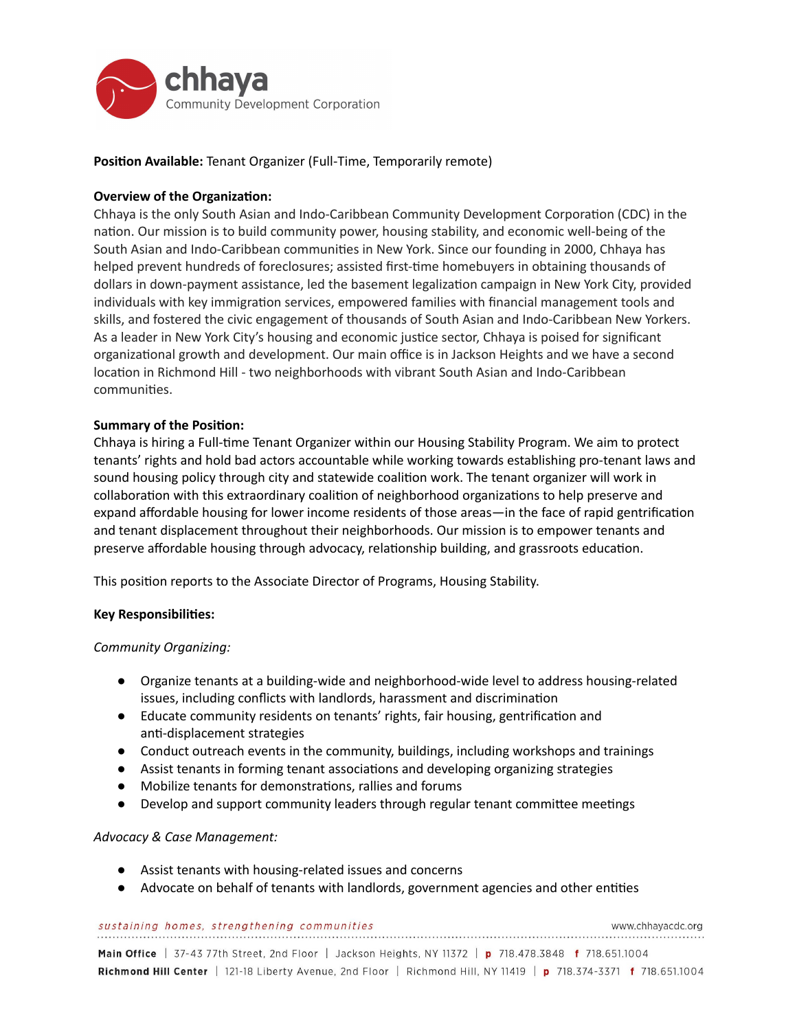chhaya
Community Development Corporation

**Position Available:** Tenant Organizer (Full-Time, Temporarily remote)

**Overview of the Organization:**
Chhaya is the only South Asian and Indo-Caribbean Community Development Corporation (CDC) in the nation. Our mission is to build community power, housing stability, and economic well-being of the South Asian and Indo-Caribbean communities in New York. Since our founding in 2000, Chhaya has helped prevent hundreds of foreclosures; assisted first-time homebuyers in obtaining thousands of dollars in down-payment assistance, led the basement legalization campaign in New York City, provided individuals with key immigration services, empowered families with financial management tools and skills, and fostered the civic engagement of thousands of South Asian and Indo-Caribbean New Yorkers. As a leader in New York City's housing and economic justice sector, Chhaya is poised for significant organizational growth and development. Our main office is in Jackson Heights and we have a second location in Richmond Hill - two neighborhoods with vibrant South Asian and Indo-Caribbean communities.

**Summary of the Position:**
Chhaya is hiring a Full-time Tenant Organizer within our Housing Stability Program. We aim to protect tenants' rights and hold bad actors accountable while working towards establishing pro-tenant laws and sound housing policy through city and statewide coalition work. The tenant organizer will work in collaboration with this extraordinary coalition of neighborhood organizations to help preserve and expand affordable housing for lower income residents of those areas—in the face of rapid gentrification and tenant displacement throughout their neighborhoods. Our mission is to empower tenants and preserve affordable housing through advocacy, relationship building, and grassroots education.

This position reports to the Associate Director of Programs, Housing Stability.

**Key Responsibilities:**

*Community Organizing:*

- Organize tenants at a building-wide and neighborhood-wide level to address housing-related issues, including conflicts with landlords, harassment and discrimination
- Educate community residents on tenants' rights, fair housing, gentrification and anti-displacement strategies
- Conduct outreach events in the community, buildings, including workshops and trainings
- Assist tenants in forming tenant associations and developing organizing strategies
- Mobilize tenants for demonstrations, rallies and forums
- Develop and support community leaders through regular tenant committee meetings

*Advocacy & Case Management:*

- Assist tenants with housing-related issues and concerns
- Advocate on behalf of tenants with landlords, government agencies and other entities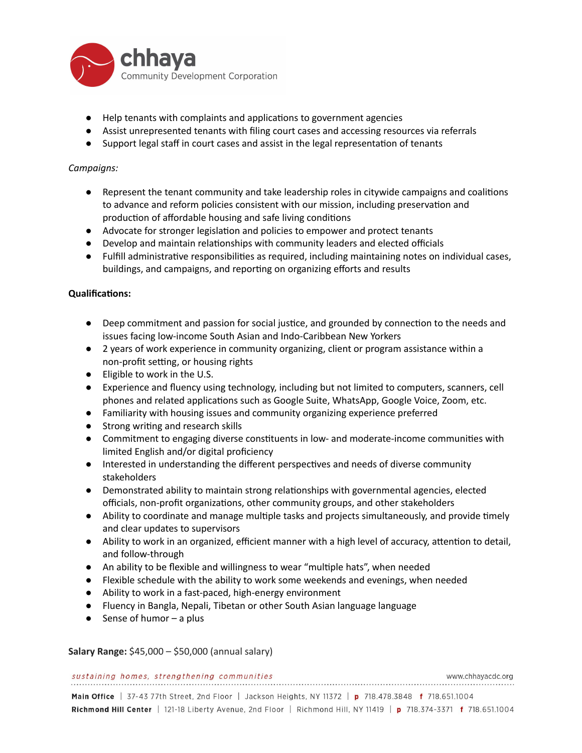- Help tenants with complaints and applications to government agencies
- Assist unrepresented tenants with filing court cases and accessing resources via referrals
- Support legal staff in court cases and assist in the legal representation of tenants

*Campaigns:*

- Represent the tenant community and take leadership roles in citywide campaigns and coalitions to advance and reform policies consistent with our mission, including preservation and production of affordable housing and safe living conditions
- Advocate for stronger legislation and policies to empower and protect tenants
- Develop and maintain relationships with community leaders and elected officials
- Fulfill administrative responsibilities as required, including maintaining notes on individual cases, buildings, and campaigns, and reporting on organizing efforts and results

**Qualifications:**

- Deep commitment and passion for social justice, and grounded by connection to the needs and issues facing low-income South Asian and Indo-Caribbean New Yorkers
- 2 years of work experience in community organizing, client or program assistance within a non-profit setting, or housing rights
- Eligible to work in the U.S.
- Experience and fluency using technology, including but not limited to computers, scanners, cell phones and related applications such as Google Suite, WhatsApp, Google Voice, Zoom, etc.
- Familiarity with housing issues and community organizing experience preferred
- Strong writing and research skills
- Commitment to engaging diverse constituents in low- and moderate-income communities with limited English and/or digital proficiency
- Interested in understanding the different perspectives and needs of diverse community stakeholders
- Demonstrated ability to maintain strong relationships with governmental agencies, elected officials, non-profit organizations, other community groups, and other stakeholders
- Ability to coordinate and manage multiple tasks and projects simultaneously, and provide timely and clear updates to supervisors
- Ability to work in an organized, efficient manner with a high level of accuracy, attention to detail, and follow-through
- An ability to be flexible and willingness to wear "multiple hats", when needed
- Flexible schedule with the ability to work some weekends and evenings, when needed
- Ability to work in a fast-paced, high-energy environment
- Fluency in Bangla, Nepali, Tibetan or other South Asian language language
- Sense of humor – a plus

**Salary Range:** $45,000 – $50,000 (annual salary)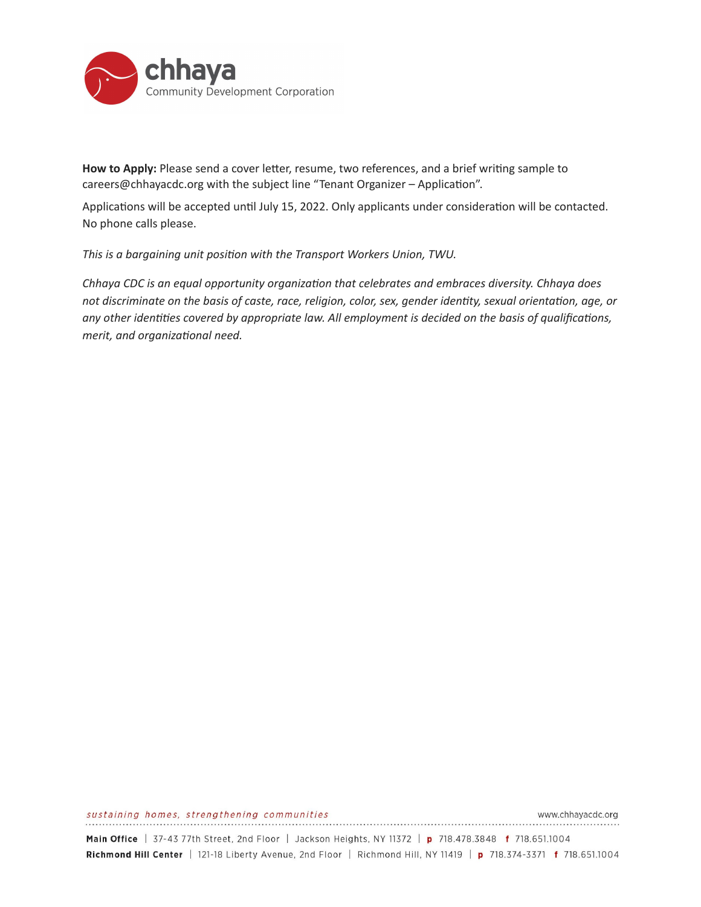**How to Apply:** Please send a cover letter, resume, two references, and a brief writing sample to careers@chhayacdc.org with the subject line "Tenant Organizer – Application".

Applications will be accepted until July 15, 2022. Only applicants under consideration will be contacted. No phone calls please.

*This is a bargaining unit position with the Transport Workers Union, TWU.*

*Chhaya CDC is an equal opportunity organization that celebrates and embraces diversity. Chhaya does not discriminate on the basis of caste, race, religion, color, sex, gender identity, sexual orientation, age, or any other identities covered by appropriate law. All employment is decided on the basis of qualifications, merit, and organizational need.*